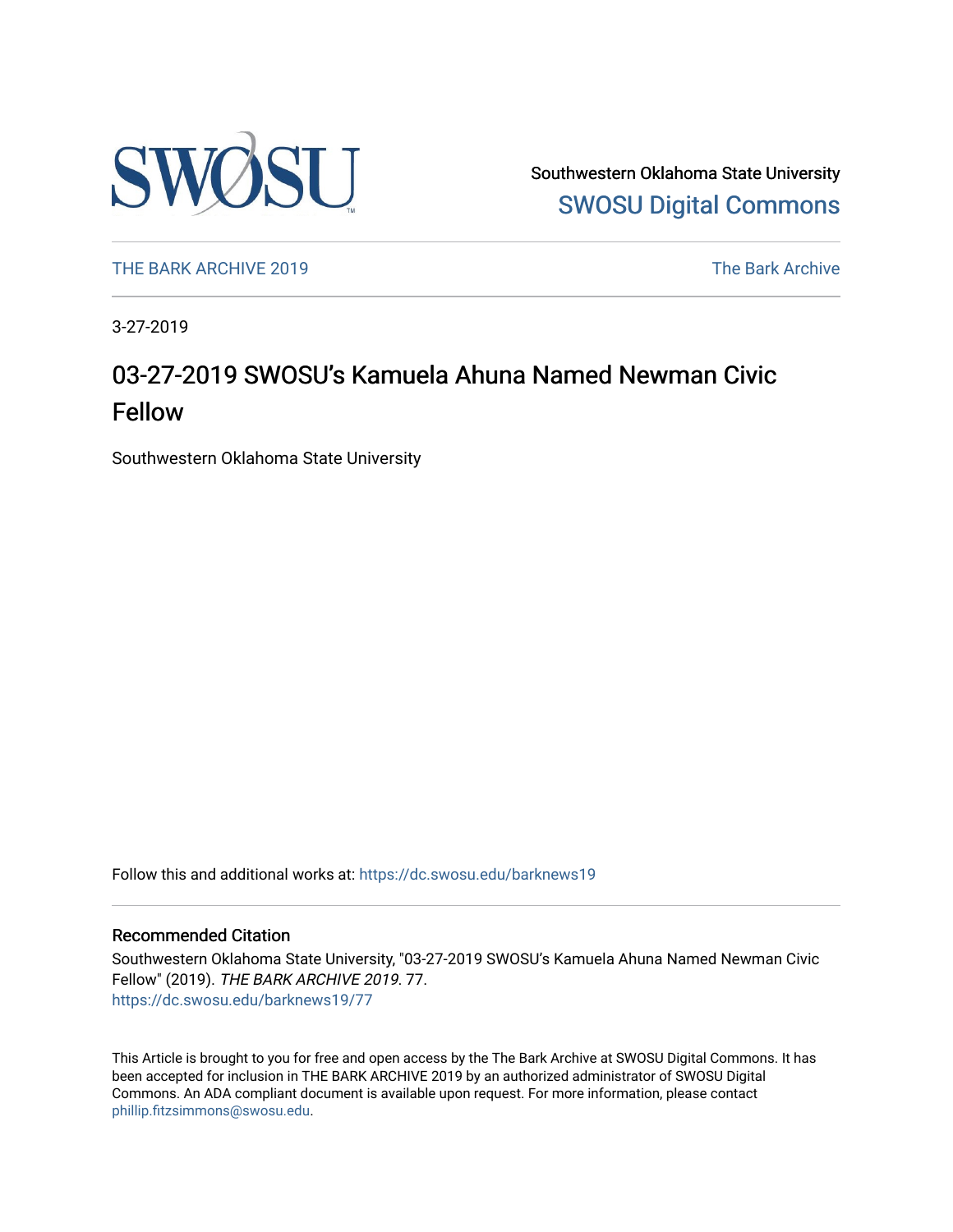Southwestern Oklahoma State University
SWOSU Digital Commons

THE BARK ARCHIVE 2019 The Bark Archive

3-27-2019

# 03-27-2019 SWOSU's Kamuela Ahuna Named Newman Civic Fellow

Southwestern Oklahoma State University

Follow this and additional works at: https://dc.swosu.edu/barknews19

## Recommended Citation

Southwestern Oklahoma State University, "03-27-2019 SWOSU's Kamuela Ahuna Named Newman Civic Fellow" (2019). *THE BARK ARCHIVE 2019*. 77.
https://dc.swosu.edu/barknews19/77

This Article is brought to you for free and open access by the The Bark Archive at SWOSU Digital Commons. It has been accepted for inclusion in THE BARK ARCHIVE 2019 by an authorized administrator of SWOSU Digital Commons. An ADA compliant document is available upon request. For more information, please contact phillip.fitzsimmons@swosu.edu.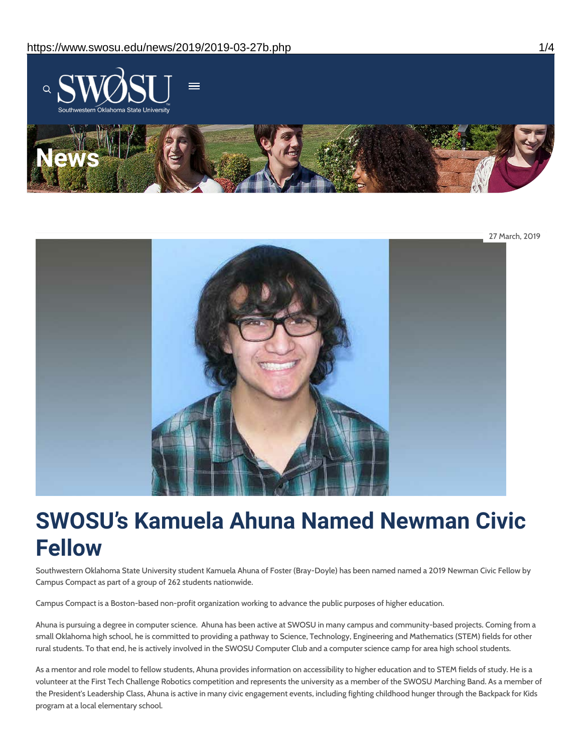# News

27 March, 2019

# SWOSU's Kamuela Ahuna Named Newman Civic Fellow

Southwestern Oklahoma State University student Kamuela Ahuna of Foster (Bray-Doyle) has been named named a 2019 Newman Civic Fellow by Campus Compact as part of a group of 262 students nationwide.

Campus Compact is a Boston-based non-profit organization working to advance the public purposes of higher education.

Ahuna is pursuing a degree in computer science. Ahuna has been active at SWOSU in many campus and community-based projects. Coming from a small Oklahoma high school, he is committed to providing a pathway to Science, Technology, Engineering and Mathematics (STEM) fields for other rural students. To that end, he is actively involved in the SWOSU Computer Club and a computer science camp for area high school students.

As a mentor and role model to fellow students, Ahuna provides information on accessibility to higher education and to STEM fields of study. He is a volunteer at the First Tech Challenge Robotics competition and represents the university as a member of the SWOSU Marching Band. As a member of the President's Leadership Class, Ahuna is active in many civic engagement events, including fighting childhood hunger through the Backpack for Kids program at a local elementary school.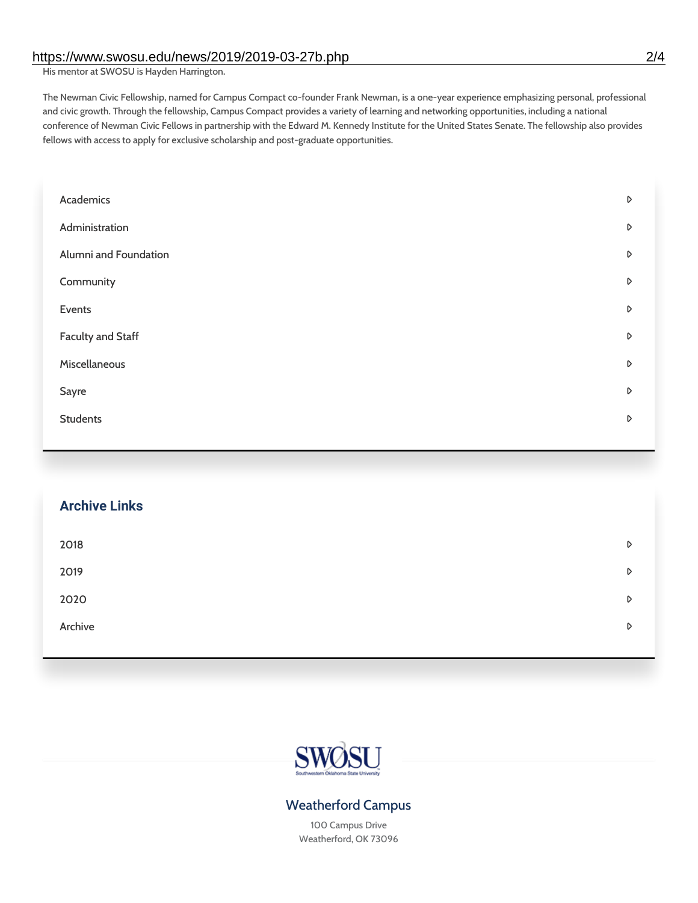His mentor at SWOSU is Hayden Harrington.

The Newman Civic Fellowship, named for Campus Compact co-founder Frank Newman, is a one-year experience emphasizing personal, professional and civic growth. Through the fellowship, Campus Compact provides a variety of learning and networking opportunities, including a national conference of Newman Civic Fellows in partnership with the Edward M. Kennedy Institute for the United States Senate. The fellowship also provides fellows with access to apply for exclusive scholarship and post-graduate opportunities.

- Academics
- Administration
- Alumni and Foundation
- Community
- Events
- Faculty and Staff
- Miscellaneous
- Sayre
- Students

## Archive Links

- 2018
- 2019
- 2020
- Archive

SWOSU
Southwestern Oklahoma State University

### Weatherford Campus

100 Campus Drive
Weatherford, OK 73096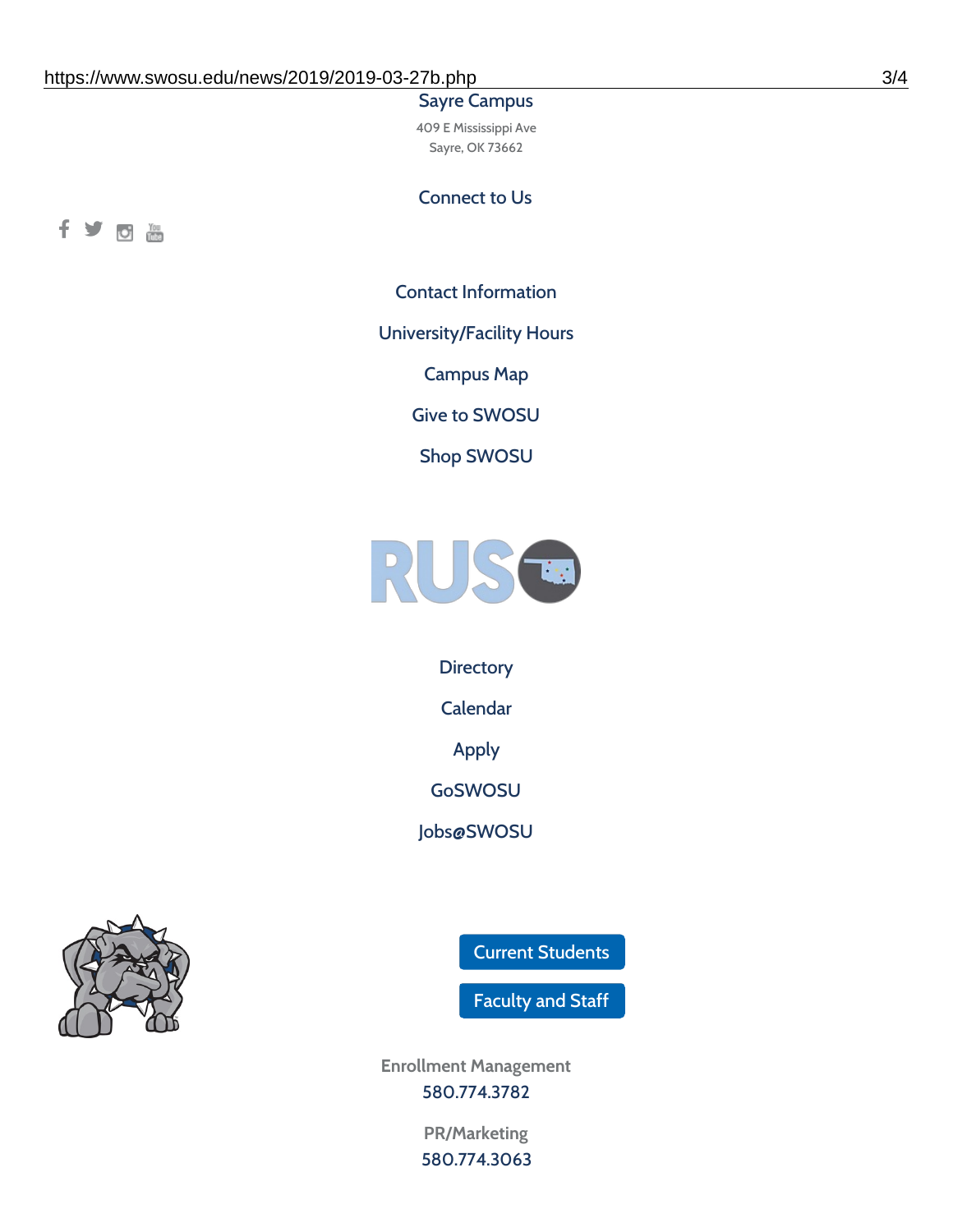Sayre Campus

409 E Mississippi Ave
Sayre, OK 73662

Connect to Us

Contact Information

University/Facility Hours

Campus Map

Give to SWOSU

Shop SWOSU

Directory

Calendar

Apply

GoSWOSU

Jobs@SWOSU

Current Students

Faculty and Staff

Enrollment Management
580.774.3782

PR/Marketing
580.774.3063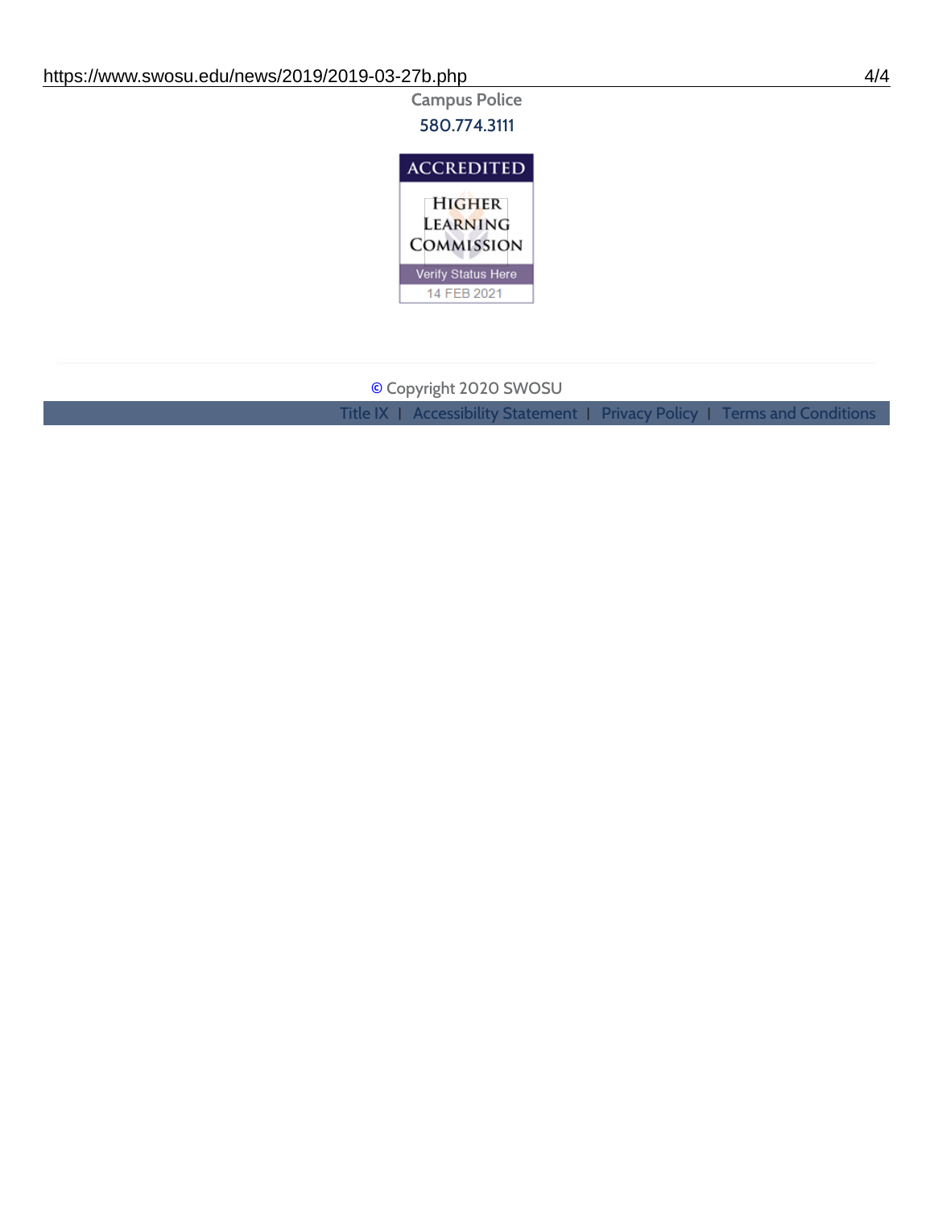Campus Police

580.774.3111

ACCREDITED

HIGHER LEARNING COMMISSION

Verify Status Here

14 FEB 2021

© Copyright 2020 SWOSU

Title IX | Accessibility Statement | Privacy Policy | Terms and Conditions